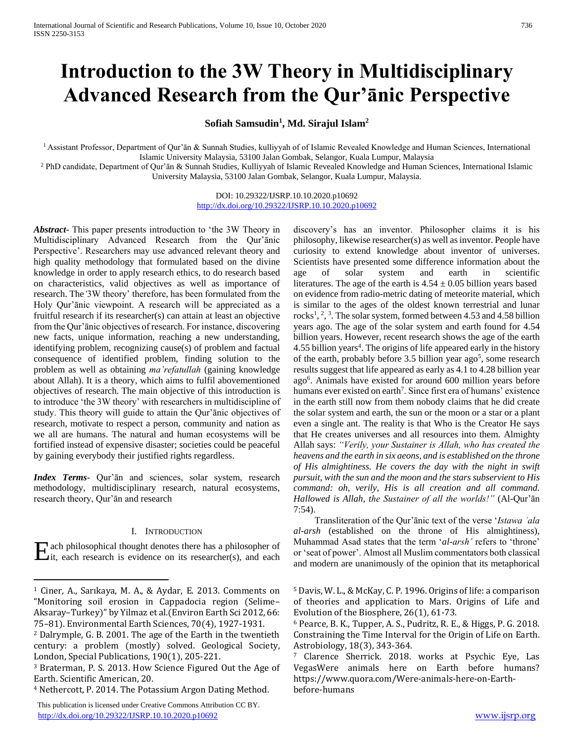# Introduction to the 3W Theory in Multidisciplinary Advanced Research from the Qur'ānic Perspective

**Sofiah Samsudin[1], Md. Sirajul Islam[2]**

[1] Assistant Professor, Department of Qur'ān & Sunnah Studies, kulliyyah of of Islamic Revealed Knowledge and Human Sciences, International Islamic University Malaysia, 53100 Jalan Gombak, Selangor, Kuala Lumpur, Malaysia

[2] PhD candidate, Department of Qur'ān & Sunnah Studies, Kulliyyah of Islamic Revealed Knowledge and Human Sciences, International Islamic University Malaysia, 53100 Jalan Gombak, Selangor, Kuala Lumpur, Malaysia.

DOI: 10.29322/IJSRP.10.10.2020.p10692
http://dx.doi.org/10.29322/IJSRP.10.10.2020.p10692

***Abstract*-** This paper presents introduction to 'the 3W Theory in Multidisciplinary Advanced Research from the Qur'ānic Perspective'. Researchers may use advanced relevant theory and high quality methodology that formulated based on the divine knowledge in order to apply research ethics, to do research based on characteristics, valid objectives as well as importance of research. The '3W theory' therefore, has been formulated from the Holy Qur'ānic viewpoint. A research will be appreciated as a fruitful research if its researcher(s) can attain at least an objective from the Qur'ānic objectives of research. For instance, discovering new facts, unique information, reaching a new understanding, identifying problem, recognizing cause(s) of problem and factual consequence of identified problem, finding solution to the problem as well as obtaining *ma'refatullah* (gaining knowledge about Allah). It is a theory, which aims to fulfil abovementioned objectives of research. The main objective of this introduction is to introduce 'the 3W theory' with researchers in multidiscipline of study. This theory will guide to attain the Qur'ānic objectives of research, motivate to respect a person, community and nation as we all are humans. The natural and human ecosystems will be fortified instead of expensive disaster; societies could be peaceful by gaining everybody their justified rights regardless.

***Index Terms*-** Qur'ān and sciences, solar system, research methodology, multidisciplinary research, natural ecosystems, research theory, Qur'ān and research

## I. Introduction

Each philosophical thought denotes there has a philosopher of it, each research is evidence on its researcher(s), and each discovery's has an inventor. Philosopher claims it is his philosophy, likewise researcher(s) as well as inventor. People have curiosity to extend knowledge about inventor of universes. Scientists have presented some difference information about the age of solar system and earth in scientific literatures. The age of the earth is $4.54 \pm 0.05$ billion years based on evidence from radio-metric dating of meteorite material, which is similar to the ages of the oldest known terrestrial and lunar rocks[1], [2], [3]. The solar system, formed between 4.53 and 4.58 billion years ago. The age of the solar system and earth found for 4.54 billion years. However, recent research shows the age of the earth 4.55 billion years[4]. The origins of life appeared early in the history of the earth, probably before 3.5 billion year ago[5], some research results suggest that life appeared as early as 4.1 to 4.28 billion year ago[6]. Animals have existed for around 600 million years before humans ever existed on earth[7]. Since first era of humans' existence in the earth still now from them nobody claims that he did create the solar system and earth, the sun or the moon or a star or a plant even a single ant. The reality is that Who is the Creator He says that He creates universes and all resources into them. Almighty Allah says: *"Verily, your Sustainer is Allah, who has created the heavens and the earth in six aeons, and is established on the throne of His almightiness. He covers the day with the night in swift pursuit, with the sun and the moon and the stars subservient to His command: oh, verily, His is all creation and all command. Hallowed is Allah, the Sustainer of all the worlds!"* (Al-Qur'ān 7:54).

Transliteration of the Qur'ānic text of the verse '*Istawa ʿala al-arsh* (established on the throne of His almightiness), Muhammad Asad states that the term '*al-arsh'* refers to 'throne' or 'seat of power'. Almost all Muslim commentators both classical and modern are unanimously of the opinion that its metaphorical

---

[1] Ciner, A., Sarıkaya, M. A., & Aydar, E. 2013. Comments on "Monitoring soil erosion in Cappadocia region (Selime–Aksaray–Turkey)" by Yilmaz et al.(Environ Earth Sci 2012, 66: 75–81). Environmental Earth Sciences, 70(4), 1927-1931.

[2] Dalrymple, G. B. 2001. The age of the Earth in the twentieth century: a problem (mostly) solved. Geological Society, London, Special Publications, 190(1), 205-221.

[3] Braterman, P. S. 2013. How Science Figured Out the Age of Earth. Scientific American, 20.

[4] Nethercott, P. 2014. The Potassium Argon Dating Method.

[5] Davis, W. L., & McKay, C. P. 1996. Origins of life: a comparison of theories and application to Mars. Origins of Life and Evolution of the Biosphere, 26(1), 61-73.

[6] Pearce, B. K., Tupper, A. S., Pudritz, R. E., & Higgs, P. G. 2018. Constraining the Time Interval for the Origin of Life on Earth. Astrobiology, 18(3), 343-364.

[7] Clarence Sherrick. 2018. works at Psychic Eye, Las VegasWere animals here on Earth before humans? https://www.quora.com/Were-animals-here-on-Earth-before-humans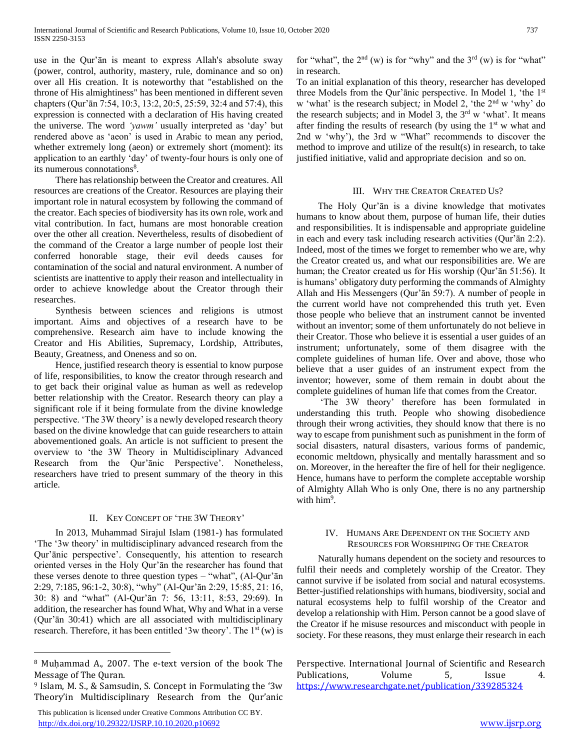use in the Qur'ān is meant to express Allah's absolute sway (power, control, authority, mastery, rule, dominance and so on) over all His creation. It is noteworthy that "established on the throne of His almightiness" has been mentioned in different seven chapters (Qur'ān 7:54, 10:3, 13:2, 20:5, 25:59, 32:4 and 57:4), this expression is connected with a declaration of His having created the universe. The word *'yawm'* usually interpreted as 'day' but rendered above as 'aeon' is used in Arabic to mean any period, whether extremely long (aeon) or extremely short (moment): its application to an earthly 'day' of twenty-four hours is only one of its numerous connotations[8].

There has relationship between the Creator and creatures. All resources are creations of the Creator. Resources are playing their important role in natural ecosystem by following the command of the creator. Each species of biodiversity has its own role, work and vital contribution. In fact, humans are most honorable creation over the other all creation. Nevertheless, results of disobedient of the command of the Creator a large number of people lost their conferred honorable stage, their evil deeds causes for contamination of the social and natural environment. A number of scientists are inattentive to apply their reason and intellectuality in order to achieve knowledge about the Creator through their researches.

Synthesis between sciences and religions is utmost important. Aims and objectives of a research have to be comprehensive. Research aim have to include knowing the Creator and His Abilities, Supremacy, Lordship, Attributes, Beauty, Greatness, and Oneness and so on.

Hence, justified research theory is essential to know purpose of life, responsibilities, to know the creator through research and to get back their original value as human as well as redevelop better relationship with the Creator. Research theory can play a significant role if it being formulate from the divine knowledge perspective. 'The 3W theory' is a newly developed research theory based on the divine knowledge that can guide researchers to attain abovementioned goals. An article is not sufficient to present the overview to 'the 3W Theory in Multidisciplinary Advanced Research from the Qur'ānic Perspective'. Nonetheless, researchers have tried to present summary of the theory in this article.

## II. Key Concept of 'The 3W Theory'

In 2013, Muhammad Sirajul Islam (1981-) has formulated 'The '3w theory' in multidisciplinary advanced research from the Qur'ānic perspective'. Consequently, his attention to research oriented verses in the Holy Qur'ān the researcher has found that these verses denote to three question types – "what", (Al-Qur'ān 2:29, 7:185, 96:1-2, 30:8), "why" (Al-Qur'ān 2:29, 15:85, 21: 16, 30: 8) and "what" (Al-Qur'ān 7: 56, 13:11, 8:53, 29:69). In addition, the researcher has found What, Why and What in a verse (Qur'ān 30:41) which are all associated with multidisciplinary research. Therefore, it has been entitled '3w theory'. The 1st (w) is for "what", the 2nd (w) is for "why" and the 3rd (w) is for "what" in research.

To an initial explanation of this theory, researcher has developed three Models from the Qur'ānic perspective. In Model 1, 'the 1st w 'what' is the research subject*;* in Model 2, 'the 2nd w 'why' do the research subjects; and in Model 3, the 3rd w 'what'. It means after finding the results of research (by using the 1st w what and 2nd w 'why'), the 3rd w "What" recommends to discover the method to improve and utilize of the result(s) in research, to take justified initiative, valid and appropriate decision and so on.

## III. Why the Creator Created Us?

The Holy Qur'ān is a divine knowledge that motivates humans to know about them, purpose of human life, their duties and responsibilities. It is indispensable and appropriate guideline in each and every task including research activities (Qur'ān 2:2). Indeed, most of the times we forget to remember who we are, why the Creator created us, and what our responsibilities are. We are human; the Creator created us for His worship (Qur'ān 51:56). It is humans' obligatory duty performing the commands of Almighty Allah and His Messengers (Qur'ān 59:7). A number of people in the current world have not comprehended this truth yet. Even those people who believe that an instrument cannot be invented without an inventor; some of them unfortunately do not believe in their Creator. Those who believe it is essential a user guides of an instrument; unfortunately, some of them disagree with the complete guidelines of human life. Over and above, those who believe that a user guides of an instrument expect from the inventor; however, some of them remain in doubt about the complete guidelines of human life that comes from the Creator.

'The 3W theory' therefore has been formulated in understanding this truth. People who showing disobedience through their wrong activities, they should know that there is no way to escape from punishment such as punishment in the form of social disasters, natural disasters, various forms of pandemic, economic meltdown, physically and mentally harassment and so on. Moreover, in the hereafter the fire of hell for their negligence. Hence, humans have to perform the complete acceptable worship of Almighty Allah Who is only One, there is no any partnership with him[9].

## IV. Humans Are Dependent on the Society and Resources for Worshiping of the Creator

Naturally humans dependent on the society and resources to fulfil their needs and completely worship of the Creator. They cannot survive if be isolated from social and natural ecosystems. Better-justified relationships with humans, biodiversity, social and natural ecosystems help to fulfil worship of the Creator and develop a relationship with Him. Person cannot be a good slave of the Creator if he misuse resources and misconduct with people in society. For these reasons, they must enlarge their research in each

---

[8] Muḥammad A., 2007. The e-text version of the book The Message of The Quran.

[9] Islam, M. S., & Samsudin, S. Concept in Formulating the '3w Theory'in Multidisciplinary Research from the Qur'anic Perspective. International Journal of Scientific and Research Publications, Volume 5, Issue 4. https://www.researchgate.net/publication/339285324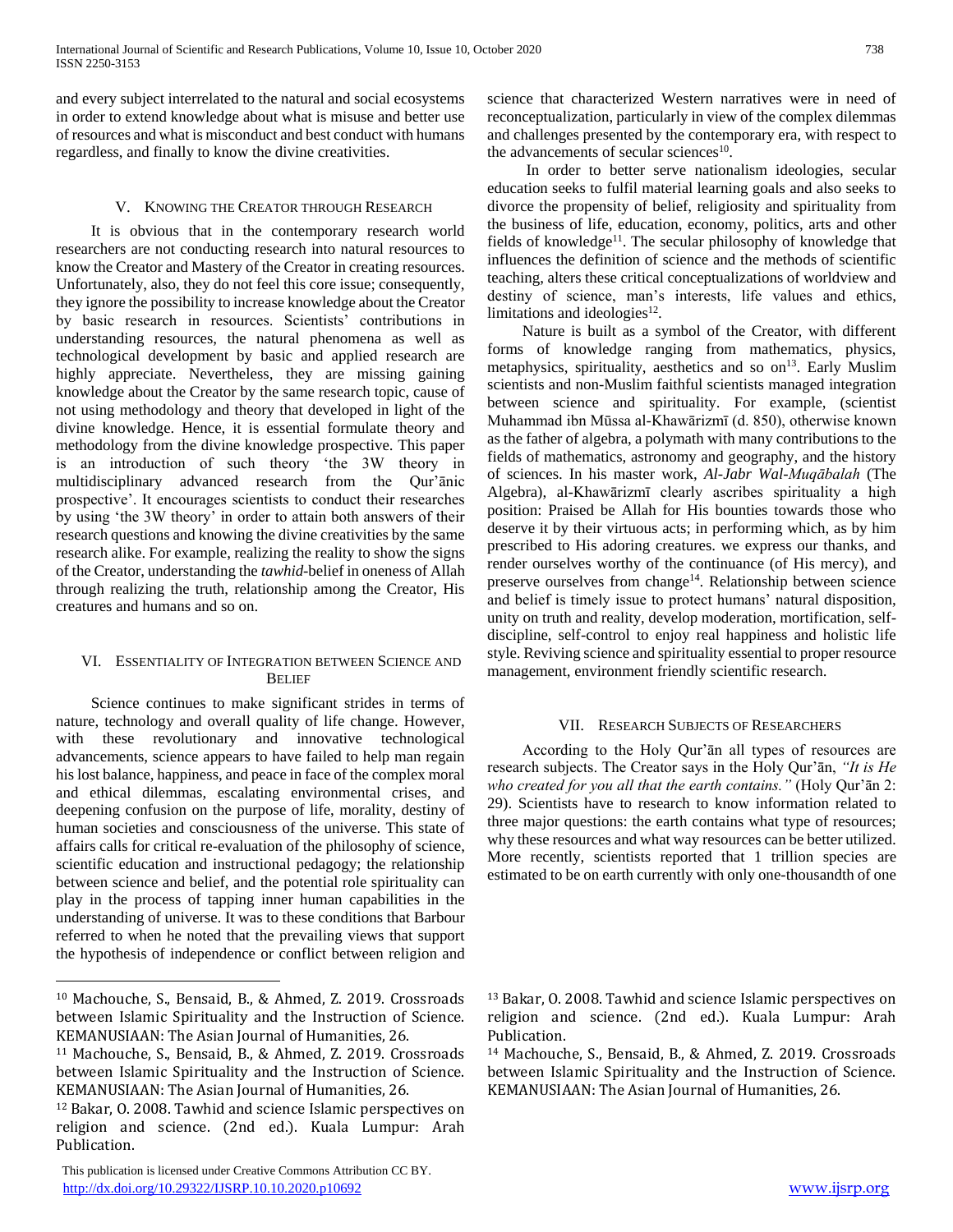and every subject interrelated to the natural and social ecosystems in order to extend knowledge about what is misuse and better use of resources and what is misconduct and best conduct with humans regardless, and finally to know the divine creativities.

## V. Knowing the Creator through Research

It is obvious that in the contemporary research world researchers are not conducting research into natural resources to know the Creator and Mastery of the Creator in creating resources. Unfortunately, also, they do not feel this core issue; consequently, they ignore the possibility to increase knowledge about the Creator by basic research in resources. Scientists' contributions in understanding resources, the natural phenomena as well as technological development by basic and applied research are highly appreciate. Nevertheless, they are missing gaining knowledge about the Creator by the same research topic, cause of not using methodology and theory that developed in light of the divine knowledge. Hence, it is essential formulate theory and methodology from the divine knowledge prospective. This paper is an introduction of such theory 'the 3W theory in multidisciplinary advanced research from the Qur'ānic prospective'. It encourages scientists to conduct their researches by using 'the 3W theory' in order to attain both answers of their research questions and knowing the divine creativities by the same research alike. For example, realizing the reality to show the signs of the Creator, understanding the *tawhid*-belief in oneness of Allah through realizing the truth, relationship among the Creator, His creatures and humans and so on.

## VI. Essentiality of Integration between Science and Belief

Science continues to make significant strides in terms of nature, technology and overall quality of life change. However, with these revolutionary and innovative technological advancements, science appears to have failed to help man regain his lost balance, happiness, and peace in face of the complex moral and ethical dilemmas, escalating environmental crises, and deepening confusion on the purpose of life, morality, destiny of human societies and consciousness of the universe. This state of affairs calls for critical re-evaluation of the philosophy of science, scientific education and instructional pedagogy; the relationship between science and belief, and the potential role spirituality can play in the process of tapping inner human capabilities in the understanding of universe. It was to these conditions that Barbour referred to when he noted that the prevailing views that support the hypothesis of independence or conflict between religion and science that characterized Western narratives were in need of reconceptualization, particularly in view of the complex dilemmas and challenges presented by the contemporary era, with respect to the advancements of secular sciences[10].

In order to better serve nationalism ideologies, secular education seeks to fulfil material learning goals and also seeks to divorce the propensity of belief, religiosity and spirituality from the business of life, education, economy, politics, arts and other fields of knowledge[11]. The secular philosophy of knowledge that influences the definition of science and the methods of scientific teaching, alters these critical conceptualizations of worldview and destiny of science, man's interests, life values and ethics, limitations and ideologies[12].

Nature is built as a symbol of the Creator, with different forms of knowledge ranging from mathematics, physics, metaphysics, spirituality, aesthetics and so on[13]. Early Muslim scientists and non-Muslim faithful scientists managed integration between science and spirituality. For example, (scientist Muhammad ibn Mūssa al-Khawārizmī (d. 850), otherwise known as the father of algebra, a polymath with many contributions to the fields of mathematics, astronomy and geography, and the history of sciences. In his master work, *Al-Jabr Wal-Muqābalah* (The Algebra), al-Khawārizmī clearly ascribes spirituality a high position: Praised be Allah for His bounties towards those who deserve it by their virtuous acts; in performing which, as by him prescribed to His adoring creatures. we express our thanks, and render ourselves worthy of the continuance (of His mercy), and preserve ourselves from change[14]. Relationship between science and belief is timely issue to protect humans' natural disposition, unity on truth and reality, develop moderation, mortification, self-discipline, self-control to enjoy real happiness and holistic life style. Reviving science and spirituality essential to proper resource management, environment friendly scientific research.

## VII. Research Subjects of Researchers

According to the Holy Qur'ān all types of resources are research subjects. The Creator says in the Holy Qur'ān, *"It is He who created for you all that the earth contains."* (Holy Qur'ān 2: 29). Scientists have to research to know information related to three major questions: the earth contains what type of resources; why these resources and what way resources can be better utilized. More recently, scientists reported that 1 trillion species are estimated to be on earth currently with only one-thousandth of one

---

[10] Machouche, S., Bensaid, B., & Ahmed, Z. 2019. Crossroads between Islamic Spirituality and the Instruction of Science. KEMANUSIAAN: The Asian Journal of Humanities, 26.

[11] Machouche, S., Bensaid, B., & Ahmed, Z. 2019. Crossroads between Islamic Spirituality and the Instruction of Science. KEMANUSIAAN: The Asian Journal of Humanities, 26.

[12] Bakar, O. 2008. Tawhid and science Islamic perspectives on religion and science. (2nd ed.). Kuala Lumpur: Arah Publication.

[13] Bakar, O. 2008. Tawhid and science Islamic perspectives on religion and science. (2nd ed.). Kuala Lumpur: Arah Publication.

[14] Machouche, S., Bensaid, B., & Ahmed, Z. 2019. Crossroads between Islamic Spirituality and the Instruction of Science. KEMANUSIAAN: The Asian Journal of Humanities, 26.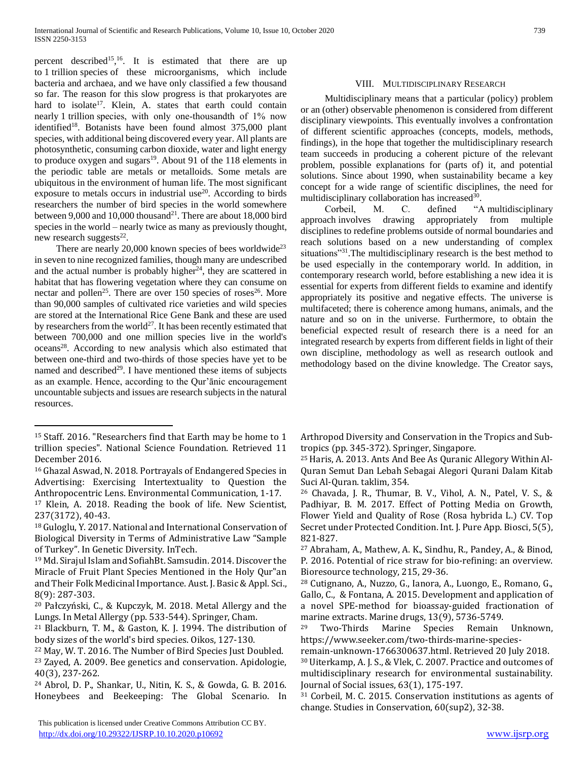percent described[15,16]. It is estimated that there are up to 1 trillion species of these microorganisms, which include bacteria and archaea, and we have only classified a few thousand so far. The reason for this slow progress is that prokaryotes are hard to isolate[17]. Klein, A. states that earth could contain nearly 1 trillion species, with only one-thousandth of 1% now identified[18]. Botanists have been found almost 375,000 plant species, with additional being discovered every year. All plants are photosynthetic, consuming carbon dioxide, water and light energy to produce oxygen and sugars[19]. About 91 of the 118 elements in the periodic table are metals or metalloids. Some metals are ubiquitous in the environment of human life. The most significant exposure to metals occurs in industrial use[20]. According to birds researchers the number of bird species in the world somewhere between 9,000 and 10,000 thousand[21]. There are about 18,000 bird species in the world – nearly twice as many as previously thought, new research suggests[22].

There are nearly 20,000 known species of bees worldwide[23] in seven to nine recognized families, though many are undescribed and the actual number is probably higher[24], they are scattered in habitat that has flowering vegetation where they can consume on nectar and pollen[25]. There are over 150 species of roses[26]. More than 90,000 samples of cultivated rice varieties and wild species are stored at the International Rice Gene Bank and these are used by researchers from the world[27]. It has been recently estimated that between 700,000 and one million species live in the world's oceans[28]. According to new analysis which also estimated that between one-third and two-thirds of those species have yet to be named and described[29]. I have mentioned these items of subjects as an example. Hence, according to the Qur'ãnic encouragement uncountable subjects and issues are research subjects in the natural resources.

## VIII. Multidisciplinary Research

Multidisciplinary means that a particular (policy) problem or an (other) observable phenomenon is considered from different disciplinary viewpoints. This eventually involves a confrontation of different scientific approaches (concepts, models, methods, findings), in the hope that together the multidisciplinary research team succeeds in producing a coherent picture of the relevant problem, possible explanations for (parts of) it, and potential solutions. Since about 1990, when sustainability became a key concept for a wide range of scientific disciplines, the need for multidisciplinary collaboration has increased[30].

Corbeil, M. C. defined "A multidisciplinary approach involves drawing appropriately from multiple disciplines to redefine problems outside of normal boundaries and reach solutions based on a new understanding of complex situations"[31].The multidisciplinary research is the best method to be used especially in the contemporary world. In addition, in contemporary research world, before establishing a new idea it is essential for experts from different fields to examine and identify appropriately its positive and negative effects. The universe is multifaceted; there is coherence among humans, animals, and the nature and so on in the universe. Furthermore, to obtain the beneficial expected result of research there is a need for an integrated research by experts from different fields in light of their own discipline, methodology as well as research outlook and methodology based on the divine knowledge. The Creator says,

---

[15] Staff. 2016. "Researchers find that Earth may be home to 1 trillion species". National Science Foundation. Retrieved 11 December 2016.

[16] Ghazal Aswad, N. 2018. Portrayals of Endangered Species in Advertising: Exercising Intertextuality to Question the Anthropocentric Lens. Environmental Communication, 1-17.

[17] Klein, A. 2018. Reading the book of life. New Scientist, 237(3172), 40-43.

[18] Guloglu, Y. 2017. National and International Conservation of Biological Diversity in Terms of Administrative Law "Sample of Turkey". In Genetic Diversity. InTech.

[19] Md. Sirajul Islam and SofiahBt. Samsudin. 2014. Discover the Miracle of Fruit Plant Species Mentioned in the Holy Qur"an and Their Folk Medicinal Importance. Aust. J. Basic & Appl. Sci., 8(9): 287-303.

[20] Pałczyński, C., & Kupczyk, M. 2018. Metal Allergy and the Lungs. In Metal Allergy (pp. 533-544). Springer, Cham.

[21] Blackburn, T. M., & Gaston, K. J. 1994. The distribution of body sizes of the world's bird species. Oikos, 127-130.

[22] May, W. T. 2016. The Number of Bird Species Just Doubled.

[23] Zayed, A. 2009. Bee genetics and conservation. Apidologie, 40(3), 237-262.

[24] Abrol, D. P., Shankar, U., Nitin, K. S., & Gowda, G. B. 2016. Honeybees and Beekeeping: The Global Scenario. In Arthropod Diversity and Conservation in the Tropics and Sub-tropics (pp. 345-372). Springer, Singapore.

[25] Haris, A. 2013. Ants And Bee As Quranic Allegory Within Al-Quran Semut Dan Lebah Sebagai Alegori Qurani Dalam Kitab Suci Al-Quran. taklim, 354.

[26] Chavada, J. R., Thumar, B. V., Vihol, A. N., Patel, V. S., & Padhiyar, B. M. 2017. Effect of Potting Media on Growth, Flower Yield and Quality of Rose (Rosa hybrida L.) CV. Top Secret under Protected Condition. Int. J. Pure App. Biosci, 5(5), 821-827.

[27] Abraham, A., Mathew, A. K., Sindhu, R., Pandey, A., & Binod, P. 2016. Potential of rice straw for bio-refining: an overview. Bioresource technology, 215, 29-36.

[28] Cutignano, A., Nuzzo, G., Ianora, A., Luongo, E., Romano, G., Gallo, C., & Fontana, A. 2015. Development and application of a novel SPE-method for bioassay-guided fractionation of marine extracts. Marine drugs, 13(9), 5736-5749.

[29] Two-Thirds Marine Species Remain Unknown, https://www.seeker.com/two-thirds-marine-species-remain-unknown-1766300637.html. Retrieved 20 July 2018.

[30] Uiterkamp, A. J. S., & Vlek, C. 2007. Practice and outcomes of multidisciplinary research for environmental sustainability. Journal of Social issues, 63(1), 175-197.

[31] Corbeil, M. C. 2015. Conservation institutions as agents of change. Studies in Conservation, 60(sup2), 32-38.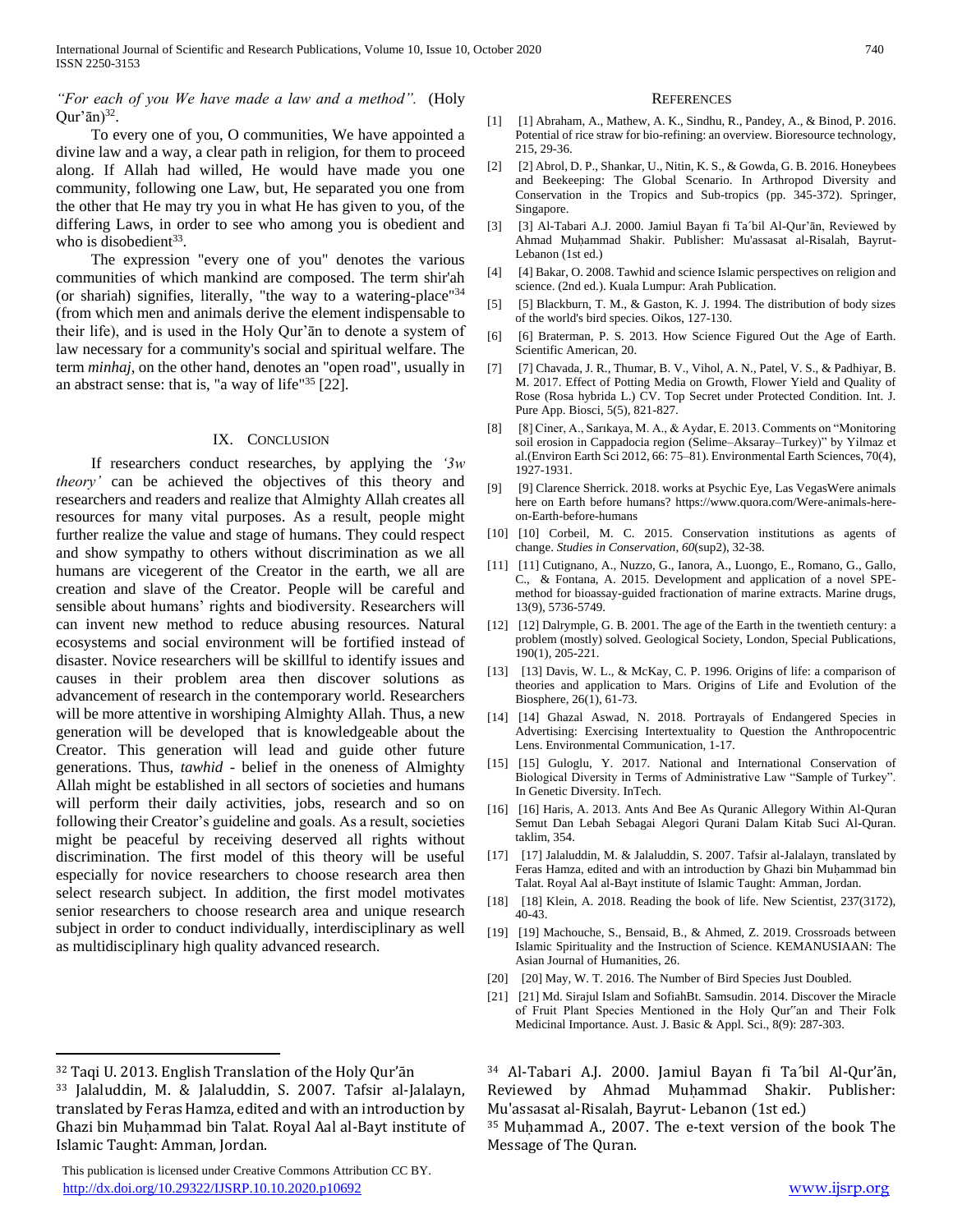*"For each of you We have made a law and a method".* (Holy Qur'ān)[32].

To every one of you, O communities, We have appointed a divine law and a way, a clear path in religion, for them to proceed along. If Allah had willed, He would have made you one community, following one Law, but, He separated you one from the other that He may try you in what He has given to you, of the differing Laws, in order to see who among you is obedient and who is disobedient[33].

The expression "every one of you" denotes the various communities of which mankind are composed. The term shir'ah (or shariah) signifies, literally, "the way to a watering-place"[34] (from which men and animals derive the element indispensable to their life), and is used in the Holy Qur'ān to denote a system of law necessary for a community's social and spiritual welfare. The term *minhaj*, on the other hand, denotes an "open road", usually in an abstract sense: that is, "a way of life"[35] [22].

## IX. Conclusion

If researchers conduct researches, by applying the *'3w theory'* can be achieved the objectives of this theory and researchers and readers and realize that Almighty Allah creates all resources for many vital purposes. As a result, people might further realize the value and stage of humans. They could respect and show sympathy to others without discrimination as we all humans are vicegerent of the Creator in the earth, we all are creation and slave of the Creator. People will be careful and sensible about humans' rights and biodiversity. Researchers will can invent new method to reduce abusing resources. Natural ecosystems and social environment will be fortified instead of disaster. Novice researchers will be skillful to identify issues and causes in their problem area then discover solutions as advancement of research in the contemporary world. Researchers will be more attentive in worshiping Almighty Allah. Thus, a new generation will be developed that is knowledgeable about the Creator. This generation will lead and guide other future generations. Thus, *tawhid* - belief in the oneness of Almighty Allah might be established in all sectors of societies and humans will perform their daily activities, jobs, research and so on following their Creator's guideline and goals. As a result, societies might be peaceful by receiving deserved all rights without discrimination. The first model of this theory will be useful especially for novice researchers to choose research area then select research subject. In addition, the first model motivates senior researchers to choose research area and unique research subject in order to conduct individually, interdisciplinary as well as multidisciplinary high quality advanced research.

## References

[1] [1] Abraham, A., Mathew, A. K., Sindhu, R., Pandey, A., & Binod, P. 2016. Potential of rice straw for bio-refining: an overview. Bioresource technology, 215, 29-36.

[2] [2] Abrol, D. P., Shankar, U., Nitin, K. S., & Gowda, G. B. 2016. Honeybees and Beekeeping: The Global Scenario. In Arthropod Diversity and Conservation in the Tropics and Sub-tropics (pp. 345-372). Springer, Singapore.

[3] [3] Al-Tabari A.J. 2000. Jamiul Bayan fi Ta´bil Al-Qur'ān, Reviewed by Ahmad Muḥammad Shakir. Publisher: Mu'assasat al-Risalah, Bayrut-Lebanon (1st ed.)

[4] [4] Bakar, O. 2008. Tawhid and science Islamic perspectives on religion and science. (2nd ed.). Kuala Lumpur: Arah Publication.

[5] [5] Blackburn, T. M., & Gaston, K. J. 1994. The distribution of body sizes of the world's bird species. Oikos, 127-130.

[6] [6] Braterman, P. S. 2013. How Science Figured Out the Age of Earth. Scientific American, 20.

[7] [7] Chavada, J. R., Thumar, B. V., Vihol, A. N., Patel, V. S., & Padhiyar, B. M. 2017. Effect of Potting Media on Growth, Flower Yield and Quality of Rose (Rosa hybrida L.) CV. Top Secret under Protected Condition. Int. J. Pure App. Biosci, 5(5), 821-827.

[8] [8] Ciner, A., Sarıkaya, M. A., & Aydar, E. 2013. Comments on "Monitoring soil erosion in Cappadocia region (Selime–Aksaray–Turkey)" by Yilmaz et al.(Environ Earth Sci 2012, 66: 75–81). Environmental Earth Sciences, 70(4), 1927-1931.

[9] [9] Clarence Sherrick. 2018. works at Psychic Eye, Las VegasWere animals here on Earth before humans? https://www.quora.com/Were-animals-here-on-Earth-before-humans

[10] [10] Corbeil, M. C. 2015. Conservation institutions as agents of change. *Studies in Conservation*, *60*(sup2), 32-38.

[11] [11] Cutignano, A., Nuzzo, G., Ianora, A., Luongo, E., Romano, G., Gallo, C., & Fontana, A. 2015. Development and application of a novel SPE-method for bioassay-guided fractionation of marine extracts. Marine drugs, 13(9), 5736-5749.

[12] [12] Dalrymple, G. B. 2001. The age of the Earth in the twentieth century: a problem (mostly) solved. Geological Society, London, Special Publications, 190(1), 205-221.

[13] [13] Davis, W. L., & McKay, C. P. 1996. Origins of life: a comparison of theories and application to Mars. Origins of Life and Evolution of the Biosphere, 26(1), 61-73.

[14] [14] Ghazal Aswad, N. 2018. Portrayals of Endangered Species in Advertising: Exercising Intertextuality to Question the Anthropocentric Lens. Environmental Communication, 1-17.

[15] [15] Guloglu, Y. 2017. National and International Conservation of Biological Diversity in Terms of Administrative Law "Sample of Turkey". In Genetic Diversity. InTech.

[16] [16] Haris, A. 2013. Ants And Bee As Quranic Allegory Within Al-Quran Semut Dan Lebah Sebagai Alegori Qurani Dalam Kitab Suci Al-Quran. taklim, 354.

[17] [17] Jalaluddin, M. & Jalaluddin, S. 2007. Tafsir al-Jalalayn, translated by Feras Hamza, edited and with an introduction by Ghazi bin Muḥammad bin Talat. Royal Aal al-Bayt institute of Islamic Taught: Amman, Jordan.

[18] [18] Klein, A. 2018. Reading the book of life. New Scientist, 237(3172), 40-43.

[19] [19] Machouche, S., Bensaid, B., & Ahmed, Z. 2019. Crossroads between Islamic Spirituality and the Instruction of Science. KEMANUSIAAN: The Asian Journal of Humanities, 26.

[20] [20] May, W. T. 2016. The Number of Bird Species Just Doubled.

[21] [21] Md. Sirajul Islam and SofiahBt. Samsudin. 2014. Discover the Miracle of Fruit Plant Species Mentioned in the Holy Qur"an and Their Folk Medicinal Importance. Aust. J. Basic & Appl. Sci., 8(9): 287-303.

---

[32] Taqi U. 2013. English Translation of the Holy Qur'ān

[33] Jalaluddin, M. & Jalaluddin, S. 2007. Tafsir al-Jalalayn, translated by Feras Hamza, edited and with an introduction by Ghazi bin Muḥammad bin Talat. Royal Aal al-Bayt institute of Islamic Taught: Amman, Jordan.

[34] Al-Tabari A.J. 2000. Jamiul Bayan fi Ta´bil Al-Qur'ān, Reviewed by Ahmad Muḥammad Shakir. Publisher: Mu'assasat al-Risalah, Bayrut- Lebanon (1st ed.)

[35] Muḥammad A., 2007. The e-text version of the book The Message of The Quran.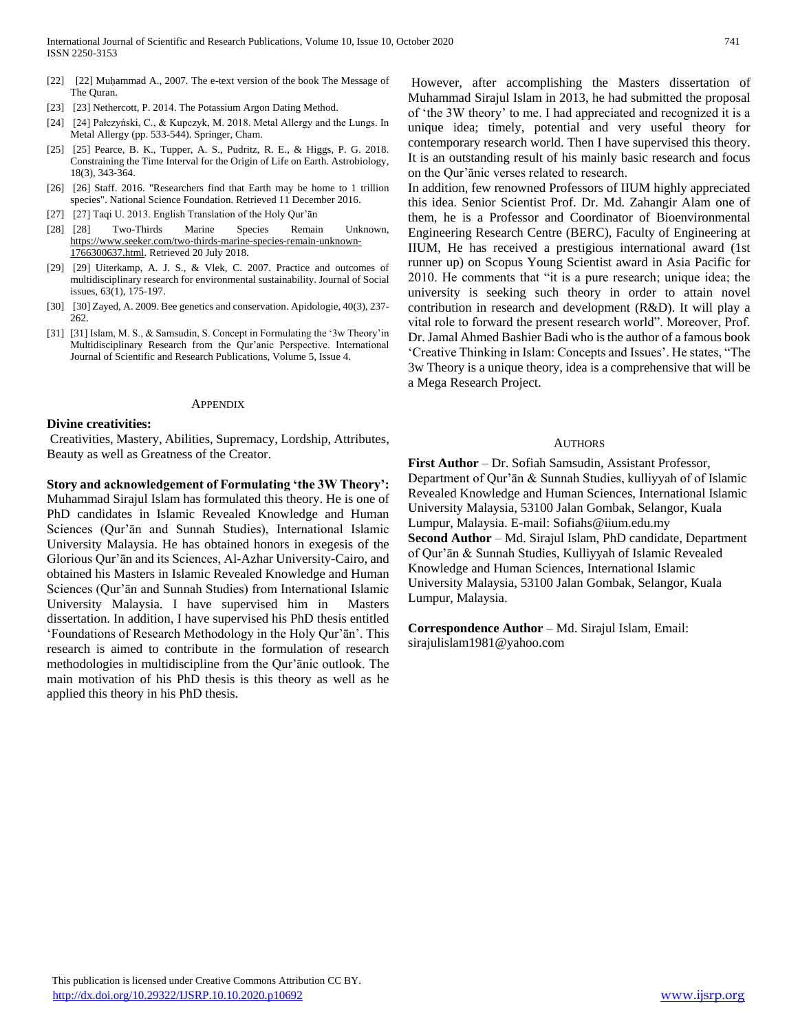[22] [22] Muḥammad A., 2007. The e-text version of the book The Message of The Quran.

[23] [23] Nethercott, P. 2014. The Potassium Argon Dating Method.

[24] [24] Pałczyński, C., & Kupczyk, M. 2018. Metal Allergy and the Lungs. In Metal Allergy (pp. 533-544). Springer, Cham.

[25] [25] Pearce, B. K., Tupper, A. S., Pudritz, R. E., & Higgs, P. G. 2018. Constraining the Time Interval for the Origin of Life on Earth. Astrobiology, 18(3), 343-364.

[26] [26] Staff. 2016. "Researchers find that Earth may be home to 1 trillion species". National Science Foundation. Retrieved 11 December 2016.

[27] [27] Taqi U. 2013. English Translation of the Holy Qur'ān

[28] [28] Two-Thirds Marine Species Remain Unknown, https://www.seeker.com/two-thirds-marine-species-remain-unknown-1766300637.html. Retrieved 20 July 2018.

[29] [29] Uiterkamp, A. J. S., & Vlek, C. 2007. Practice and outcomes of multidisciplinary research for environmental sustainability. Journal of Social issues, 63(1), 175-197.

[30] [30] Zayed, A. 2009. Bee genetics and conservation. Apidologie, 40(3), 237-262.

[31] [31] Islam, M. S., & Samsudin, S. Concept in Formulating the '3w Theory' in Multidisciplinary Research from the Qur'anic Perspective. International Journal of Scientific and Research Publications, Volume 5, Issue 4.

## Appendix

**Divine creativities:**

Creativities, Mastery, Abilities, Supremacy, Lordship, Attributes, Beauty as well as Greatness of the Creator.

**Story and acknowledgement of Formulating 'the 3W Theory':**

Muhammad Sirajul Islam has formulated this theory. He is one of PhD candidates in Islamic Revealed Knowledge and Human Sciences (Qur'ān and Sunnah Studies), International Islamic University Malaysia. He has obtained honors in exegesis of the Glorious Qur'ān and its Sciences, Al-Azhar University-Cairo, and obtained his Masters in Islamic Revealed Knowledge and Human Sciences (Qur'ān and Sunnah Studies) from International Islamic University Malaysia. I have supervised him in Masters dissertation. In addition, I have supervised his PhD thesis entitled 'Foundations of Research Methodology in the Holy Qur'ān'. This research is aimed to contribute in the formulation of research methodologies in multidiscipline from the Qur'ānic outlook. The main motivation of his PhD thesis is this theory as well as he applied this theory in his PhD thesis.

However, after accomplishing the Masters dissertation of Muhammad Sirajul Islam in 2013, he had submitted the proposal of 'the 3W theory' to me. I had appreciated and recognized it is a unique idea; timely, potential and very useful theory for contemporary research world. Then I have supervised this theory. It is an outstanding result of his mainly basic research and focus on the Qur'ānic verses related to research.

In addition, few renowned Professors of IIUM highly appreciated this idea. Senior Scientist Prof. Dr. Md. Zahangir Alam one of them, he is a Professor and Coordinator of Bioenvironmental Engineering Research Centre (BERC), Faculty of Engineering at IIUM, He has received a prestigious international award (1st runner up) on Scopus Young Scientist award in Asia Pacific for 2010. He comments that "it is a pure research; unique idea; the university is seeking such theory in order to attain novel contribution in research and development (R&D). It will play a vital role to forward the present research world". Moreover, Prof. Dr. Jamal Ahmed Bashier Badi who is the author of a famous book 'Creative Thinking in Islam: Concepts and Issues'. He states, "The 3w Theory is a unique theory, idea is a comprehensive that will be a Mega Research Project.

## Authors

**First Author** – Dr. Sofiah Samsudin, Assistant Professor, Department of Qur'ān & Sunnah Studies, kulliyyah of of Islamic Revealed Knowledge and Human Sciences, International Islamic University Malaysia, 53100 Jalan Gombak, Selangor, Kuala Lumpur, Malaysia. E-mail: Sofiahs@iium.edu.my

**Second Author** – Md. Sirajul Islam, PhD candidate, Department of Qur'ān & Sunnah Studies, Kulliyyah of Islamic Revealed Knowledge and Human Sciences, International Islamic University Malaysia, 53100 Jalan Gombak, Selangor, Kuala Lumpur, Malaysia.

**Correspondence Author** – Md. Sirajul Islam, Email: sirajulislam1981@yahoo.com